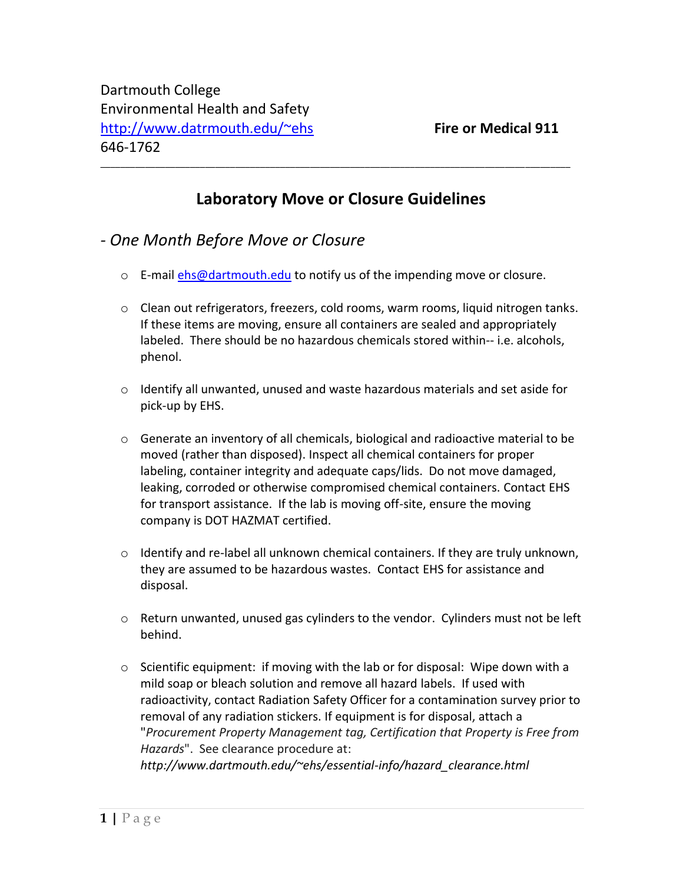Dartmouth College
Environmental Health and Safety
http://www.datrmouth.edu/~ehs
646-1762

**Fire or Medical 911**

---

# Laboratory Move or Closure Guidelines

## - *One Month Before Move or Closure*

- E-mail ehs@dartmouth.edu to notify us of the impending move or closure.

- Clean out refrigerators, freezers, cold rooms, warm rooms, liquid nitrogen tanks. If these items are moving, ensure all containers are sealed and appropriately labeled. There should be no hazardous chemicals stored within-- i.e. alcohols, phenol.

- Identify all unwanted, unused and waste hazardous materials and set aside for pick-up by EHS.

- Generate an inventory of all chemicals, biological and radioactive material to be moved (rather than disposed). Inspect all chemical containers for proper labeling, container integrity and adequate caps/lids. Do not move damaged, leaking, corroded or otherwise compromised chemical containers. Contact EHS for transport assistance. If the lab is moving off-site, ensure the moving company is DOT HAZMAT certified.

- Identify and re-label all unknown chemical containers. If they are truly unknown, they are assumed to be hazardous wastes. Contact EHS for assistance and disposal.

- Return unwanted, unused gas cylinders to the vendor. Cylinders must not be left behind.

- Scientific equipment: if moving with the lab or for disposal: Wipe down with a mild soap or bleach solution and remove all hazard labels. If used with radioactivity, contact Radiation Safety Officer for a contamination survey prior to removal of any radiation stickers. If equipment is for disposal, attach a "*Procurement Property Management tag, Certification that Property is Free from Hazards*". See clearance procedure at: *http://www.dartmouth.edu/~ehs/essential-info/hazard_clearance.html*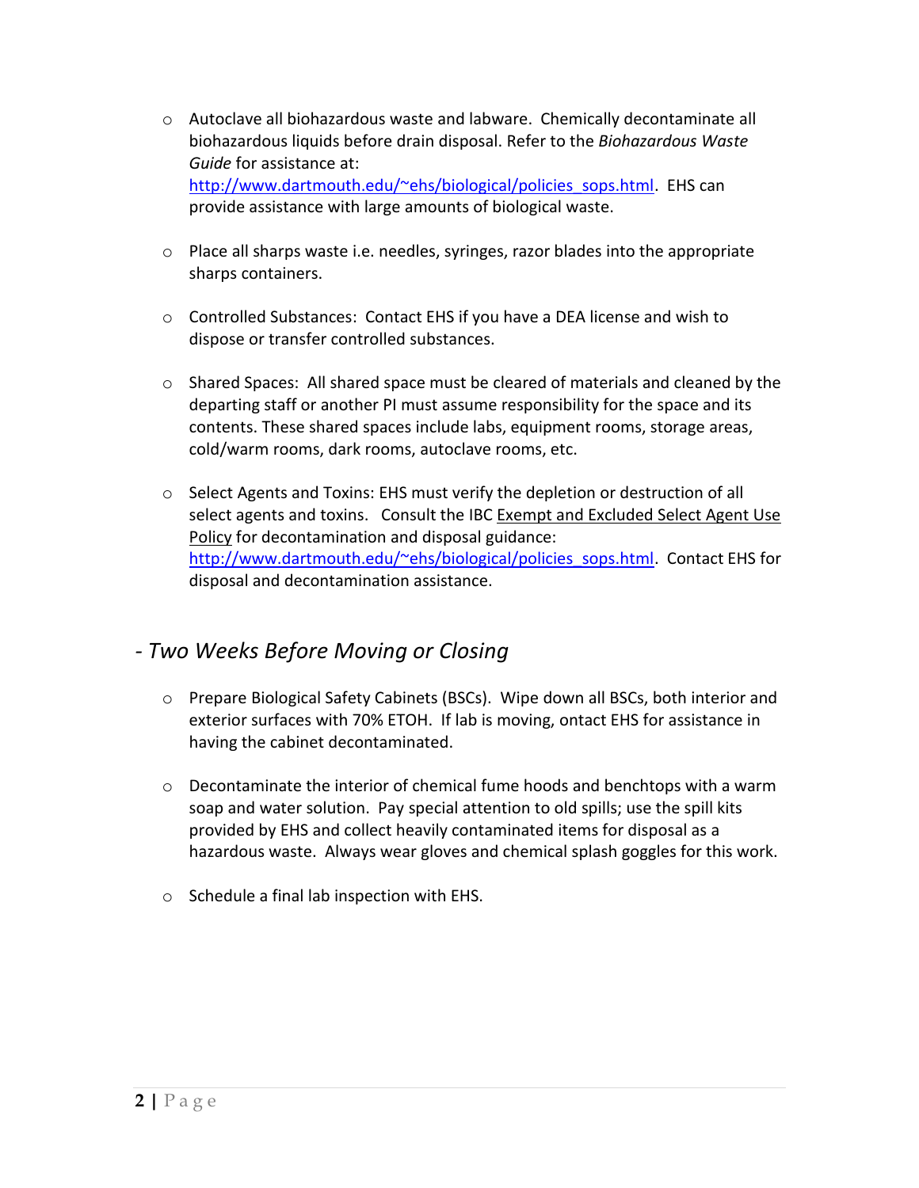- Autoclave all biohazardous waste and labware. Chemically decontaminate all biohazardous liquids before drain disposal. Refer to the *Biohazardous Waste Guide* for assistance at: http://www.dartmouth.edu/~ehs/biological/policies_sops.html. EHS can provide assistance with large amounts of biological waste.

- Place all sharps waste i.e. needles, syringes, razor blades into the appropriate sharps containers.

- Controlled Substances: Contact EHS if you have a DEA license and wish to dispose or transfer controlled substances.

- Shared Spaces: All shared space must be cleared of materials and cleaned by the departing staff or another PI must assume responsibility for the space and its contents. These shared spaces include labs, equipment rooms, storage areas, cold/warm rooms, dark rooms, autoclave rooms, etc.

- Select Agents and Toxins: EHS must verify the depletion or destruction of all select agents and toxins. Consult the IBC Exempt and Excluded Select Agent Use Policy for decontamination and disposal guidance: http://www.dartmouth.edu/~ehs/biological/policies_sops.html. Contact EHS for disposal and decontamination assistance.

## *- Two Weeks Before Moving or Closing*

- Prepare Biological Safety Cabinets (BSCs). Wipe down all BSCs, both interior and exterior surfaces with 70% ETOH. If lab is moving, ontact EHS for assistance in having the cabinet decontaminated.

- Decontaminate the interior of chemical fume hoods and benchtops with a warm soap and water solution. Pay special attention to old spills; use the spill kits provided by EHS and collect heavily contaminated items for disposal as a hazardous waste. Always wear gloves and chemical splash goggles for this work.

- Schedule a final lab inspection with EHS.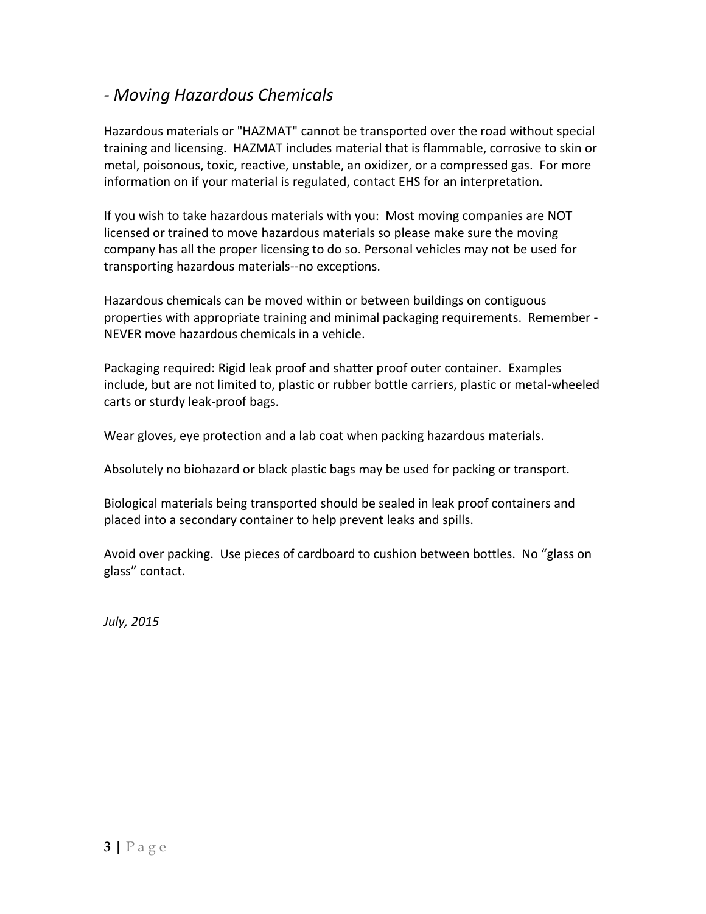## - *Moving Hazardous Chemicals*

Hazardous materials or "HAZMAT" cannot be transported over the road without special training and licensing. HAZMAT includes material that is flammable, corrosive to skin or metal, poisonous, toxic, reactive, unstable, an oxidizer, or a compressed gas. For more information on if your material is regulated, contact EHS for an interpretation.

If you wish to take hazardous materials with you: Most moving companies are NOT licensed or trained to move hazardous materials so please make sure the moving company has all the proper licensing to do so. Personal vehicles may not be used for transporting hazardous materials--no exceptions.

Hazardous chemicals can be moved within or between buildings on contiguous properties with appropriate training and minimal packaging requirements. Remember - NEVER move hazardous chemicals in a vehicle.

Packaging required: Rigid leak proof and shatter proof outer container. Examples include, but are not limited to, plastic or rubber bottle carriers, plastic or metal-wheeled carts or sturdy leak-proof bags.

Wear gloves, eye protection and a lab coat when packing hazardous materials.

Absolutely no biohazard or black plastic bags may be used for packing or transport.

Biological materials being transported should be sealed in leak proof containers and placed into a secondary container to help prevent leaks and spills.

Avoid over packing. Use pieces of cardboard to cushion between bottles. No "glass on glass" contact.

*July, 2015*